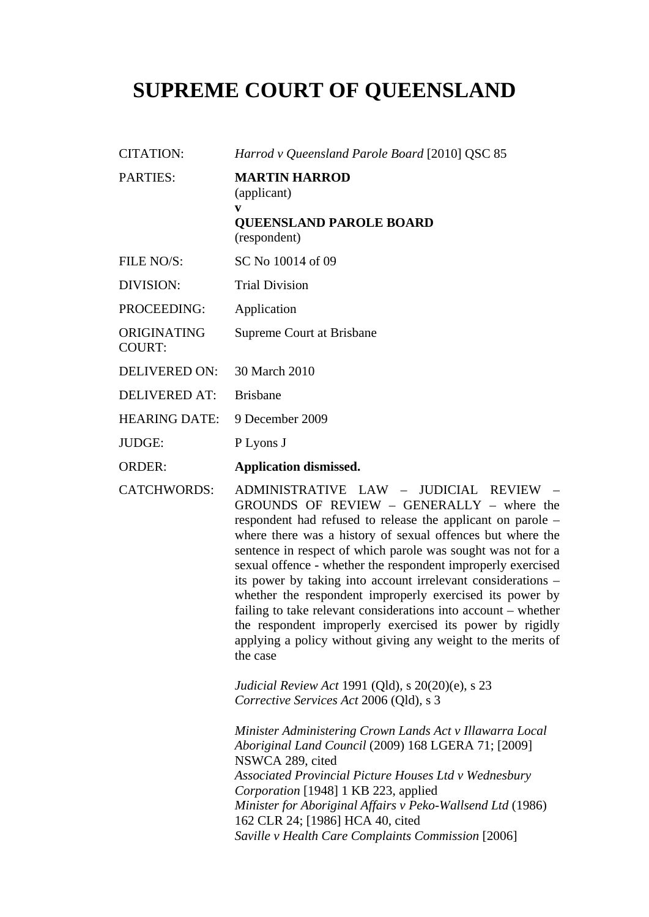# SUPREME COURT OF QUEENSLAND

| | |
|---|---|
| CITATION: | *Harrod v Queensland Parole Board* [2010] QSC 85 |
| PARTIES: | **MARTIN HARROD**<br>(applicant)<br>**v**<br>**QUEENSLAND PAROLE BOARD**<br>(respondent) |
| FILE NO/S: | SC No 10014 of 09 |
| DIVISION: | Trial Division |
| PROCEEDING: | Application |
| ORIGINATING COURT: | Supreme Court at Brisbane |
| DELIVERED ON: | 30 March 2010 |
| DELIVERED AT: | Brisbane |
| HEARING DATE: | 9 December 2009 |
| JUDGE: | P Lyons J |
| ORDER: | **Application dismissed.** |
| CATCHWORDS: | ADMINISTRATIVE LAW – JUDICIAL REVIEW – GROUNDS OF REVIEW – GENERALLY – where the respondent had refused to release the applicant on parole – where there was a history of sexual offences but where the sentence in respect of which parole was sought was not for a sexual offence - whether the respondent improperly exercised its power by taking into account irrelevant considerations – whether the respondent improperly exercised its power by failing to take relevant considerations into account – whether the respondent improperly exercised its power by rigidly applying a policy without giving any weight to the merits of the case<br><br>*Judicial Review Act* 1991 (Qld), s 20(20)(e), s 23<br>*Corrective Services Act* 2006 (Qld), s 3<br><br>*Minister Administering Crown Lands Act v Illawarra Local Aboriginal Land Council* (2009) 168 LGERA 71; [2009] NSWCA 289, cited<br>*Associated Provincial Picture Houses Ltd v Wednesbury Corporation* [1948] 1 KB 223, applied<br>*Minister for Aboriginal Affairs v Peko-Wallsend Ltd* (1986) 162 CLR 24; [1986] HCA 40, cited<br>*Saville v Health Care Complaints Commission* [2006] |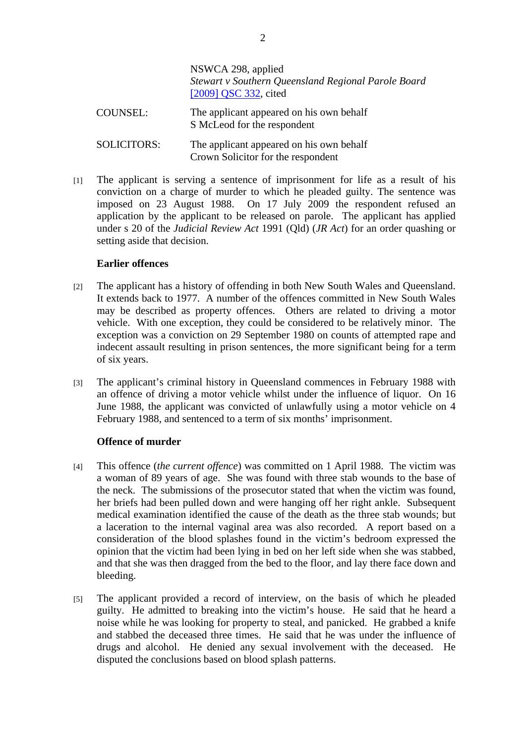| | |
|---|---|
| | NSWCA 298, applied *Stewart v Southern Queensland Regional Parole Board* [2009] QSC 332, cited |
| COUNSEL: | The applicant appeared on his own behalf S McLeod for the respondent |
| SOLICITORS: | The applicant appeared on his own behalf Crown Solicitor for the respondent |

[1] The applicant is serving a sentence of imprisonment for life as a result of his conviction on a charge of murder to which he pleaded guilty. The sentence was imposed on 23 August 1988. On 17 July 2009 the respondent refused an application by the applicant to be released on parole. The applicant has applied under s 20 of the *Judicial Review Act* 1991 (Qld) (*JR Act*) for an order quashing or setting aside that decision.

**Earlier offences**

[2] The applicant has a history of offending in both New South Wales and Queensland. It extends back to 1977. A number of the offences committed in New South Wales may be described as property offences. Others are related to driving a motor vehicle. With one exception, they could be considered to be relatively minor. The exception was a conviction on 29 September 1980 on counts of attempted rape and indecent assault resulting in prison sentences, the more significant being for a term of six years.

[3] The applicant's criminal history in Queensland commences in February 1988 with an offence of driving a motor vehicle whilst under the influence of liquor. On 16 June 1988, the applicant was convicted of unlawfully using a motor vehicle on 4 February 1988, and sentenced to a term of six months' imprisonment.

**Offence of murder**

[4] This offence (*the current offence*) was committed on 1 April 1988. The victim was a woman of 89 years of age. She was found with three stab wounds to the base of the neck. The submissions of the prosecutor stated that when the victim was found, her briefs had been pulled down and were hanging off her right ankle. Subsequent medical examination identified the cause of the death as the three stab wounds; but a laceration to the internal vaginal area was also recorded. A report based on a consideration of the blood splashes found in the victim's bedroom expressed the opinion that the victim had been lying in bed on her left side when she was stabbed, and that she was then dragged from the bed to the floor, and lay there face down and bleeding.

[5] The applicant provided a record of interview, on the basis of which he pleaded guilty. He admitted to breaking into the victim's house. He said that he heard a noise while he was looking for property to steal, and panicked. He grabbed a knife and stabbed the deceased three times. He said that he was under the influence of drugs and alcohol. He denied any sexual involvement with the deceased. He disputed the conclusions based on blood splash patterns.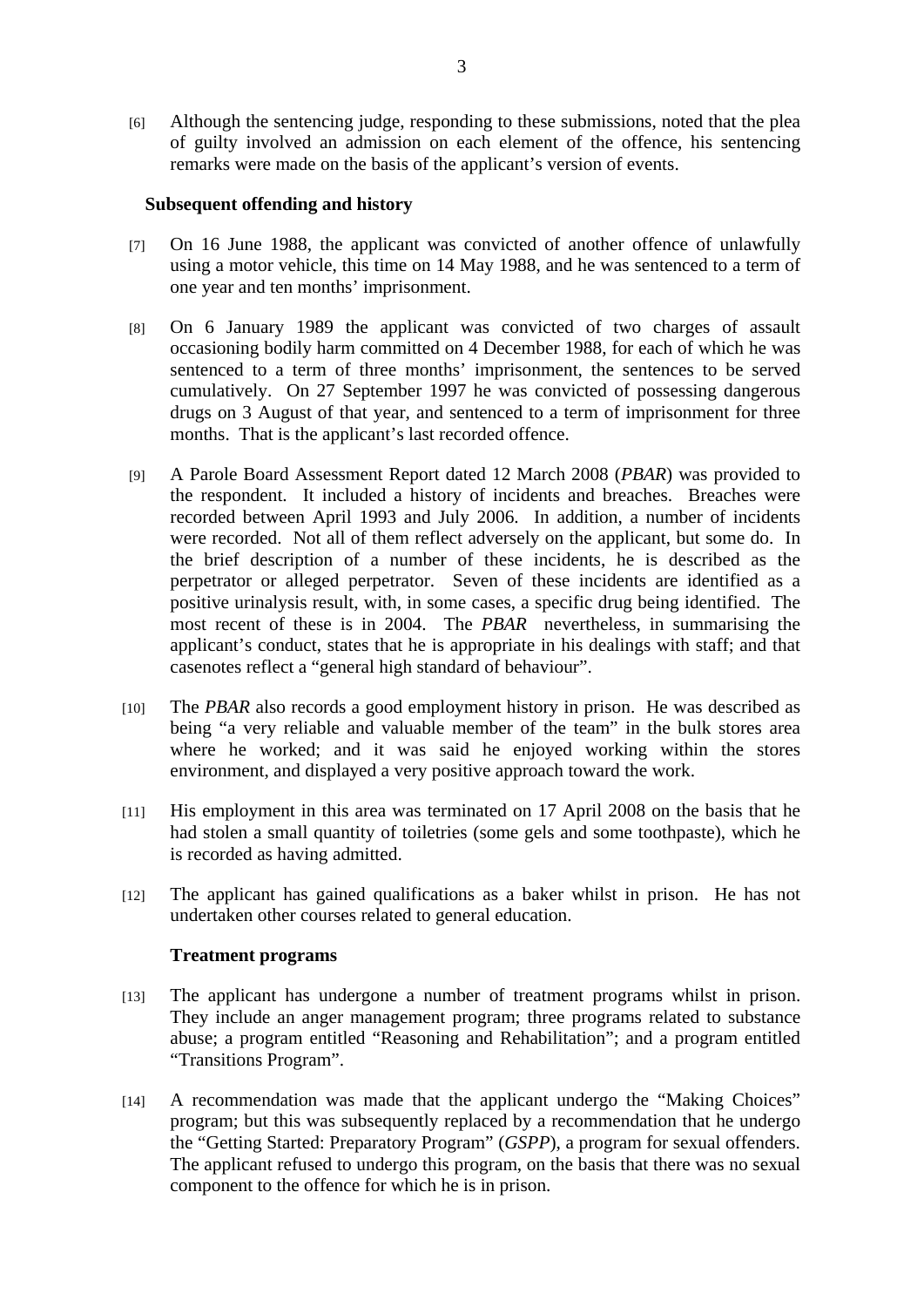[6] Although the sentencing judge, responding to these submissions, noted that the plea of guilty involved an admission on each element of the offence, his sentencing remarks were made on the basis of the applicant's version of events.

### Subsequent offending and history

[7] On 16 June 1988, the applicant was convicted of another offence of unlawfully using a motor vehicle, this time on 14 May 1988, and he was sentenced to a term of one year and ten months' imprisonment.

[8] On 6 January 1989 the applicant was convicted of two charges of assault occasioning bodily harm committed on 4 December 1988, for each of which he was sentenced to a term of three months' imprisonment, the sentences to be served cumulatively. On 27 September 1997 he was convicted of possessing dangerous drugs on 3 August of that year, and sentenced to a term of imprisonment for three months. That is the applicant's last recorded offence.

[9] A Parole Board Assessment Report dated 12 March 2008 (*PBAR*) was provided to the respondent. It included a history of incidents and breaches. Breaches were recorded between April 1993 and July 2006. In addition, a number of incidents were recorded. Not all of them reflect adversely on the applicant, but some do. In the brief description of a number of these incidents, he is described as the perpetrator or alleged perpetrator. Seven of these incidents are identified as a positive urinalysis result, with, in some cases, a specific drug being identified. The most recent of these is in 2004. The *PBAR* nevertheless, in summarising the applicant's conduct, states that he is appropriate in his dealings with staff; and that casenotes reflect a "general high standard of behaviour".

[10] The *PBAR* also records a good employment history in prison. He was described as being "a very reliable and valuable member of the team" in the bulk stores area where he worked; and it was said he enjoyed working within the stores environment, and displayed a very positive approach toward the work.

[11] His employment in this area was terminated on 17 April 2008 on the basis that he had stolen a small quantity of toiletries (some gels and some toothpaste), which he is recorded as having admitted.

[12] The applicant has gained qualifications as a baker whilst in prison. He has not undertaken other courses related to general education.

### Treatment programs

[13] The applicant has undergone a number of treatment programs whilst in prison. They include an anger management program; three programs related to substance abuse; a program entitled "Reasoning and Rehabilitation"; and a program entitled "Transitions Program".

[14] A recommendation was made that the applicant undergo the "Making Choices" program; but this was subsequently replaced by a recommendation that he undergo the "Getting Started: Preparatory Program" (*GSPP*), a program for sexual offenders. The applicant refused to undergo this program, on the basis that there was no sexual component to the offence for which he is in prison.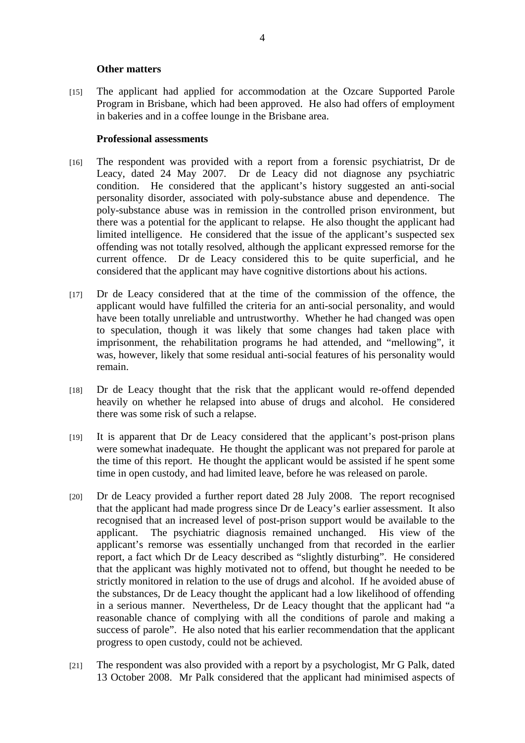### Other matters

[15] The applicant had applied for accommodation at the Ozcare Supported Parole Program in Brisbane, which had been approved. He also had offers of employment in bakeries and in a coffee lounge in the Brisbane area.

### Professional assessments

[16] The respondent was provided with a report from a forensic psychiatrist, Dr de Leacy, dated 24 May 2007. Dr de Leacy did not diagnose any psychiatric condition. He considered that the applicant's history suggested an anti-social personality disorder, associated with poly-substance abuse and dependence. The poly-substance abuse was in remission in the controlled prison environment, but there was a potential for the applicant to relapse. He also thought the applicant had limited intelligence. He considered that the issue of the applicant's suspected sex offending was not totally resolved, although the applicant expressed remorse for the current offence. Dr de Leacy considered this to be quite superficial, and he considered that the applicant may have cognitive distortions about his actions.

[17] Dr de Leacy considered that at the time of the commission of the offence, the applicant would have fulfilled the criteria for an anti-social personality, and would have been totally unreliable and untrustworthy. Whether he had changed was open to speculation, though it was likely that some changes had taken place with imprisonment, the rehabilitation programs he had attended, and "mellowing", it was, however, likely that some residual anti-social features of his personality would remain.

[18] Dr de Leacy thought that the risk that the applicant would re-offend depended heavily on whether he relapsed into abuse of drugs and alcohol. He considered there was some risk of such a relapse.

[19] It is apparent that Dr de Leacy considered that the applicant's post-prison plans were somewhat inadequate. He thought the applicant was not prepared for parole at the time of this report. He thought the applicant would be assisted if he spent some time in open custody, and had limited leave, before he was released on parole.

[20] Dr de Leacy provided a further report dated 28 July 2008. The report recognised that the applicant had made progress since Dr de Leacy's earlier assessment. It also recognised that an increased level of post-prison support would be available to the applicant. The psychiatric diagnosis remained unchanged. His view of the applicant's remorse was essentially unchanged from that recorded in the earlier report, a fact which Dr de Leacy described as "slightly disturbing". He considered that the applicant was highly motivated not to offend, but thought he needed to be strictly monitored in relation to the use of drugs and alcohol. If he avoided abuse of the substances, Dr de Leacy thought the applicant had a low likelihood of offending in a serious manner. Nevertheless, Dr de Leacy thought that the applicant had "a reasonable chance of complying with all the conditions of parole and making a success of parole". He also noted that his earlier recommendation that the applicant progress to open custody, could not be achieved.

[21] The respondent was also provided with a report by a psychologist, Mr G Palk, dated 13 October 2008. Mr Palk considered that the applicant had minimised aspects of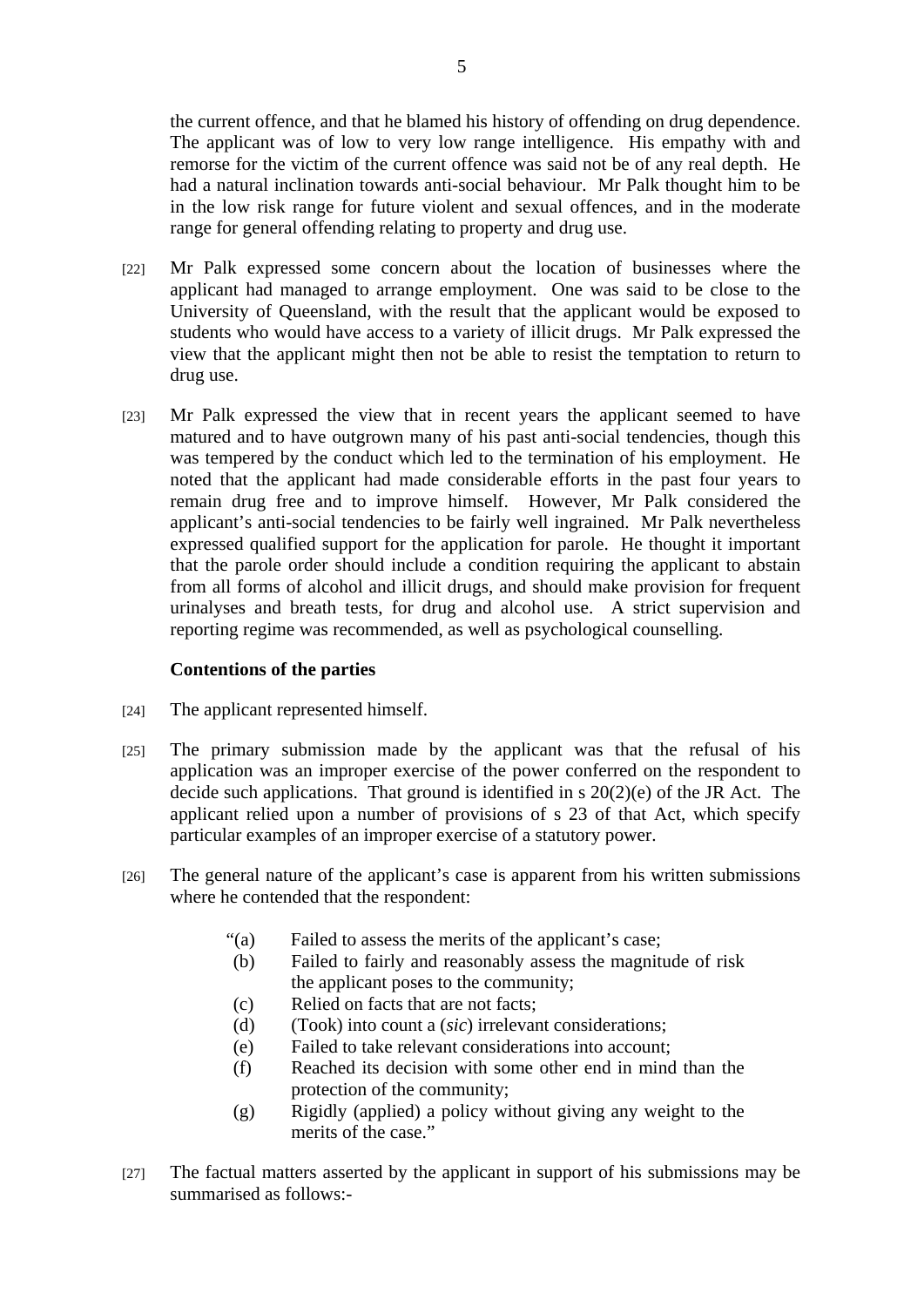the current offence, and that he blamed his history of offending on drug dependence. The applicant was of low to very low range intelligence. His empathy with and remorse for the victim of the current offence was said not be of any real depth. He had a natural inclination towards anti-social behaviour. Mr Palk thought him to be in the low risk range for future violent and sexual offences, and in the moderate range for general offending relating to property and drug use.

[22] Mr Palk expressed some concern about the location of businesses where the applicant had managed to arrange employment. One was said to be close to the University of Queensland, with the result that the applicant would be exposed to students who would have access to a variety of illicit drugs. Mr Palk expressed the view that the applicant might then not be able to resist the temptation to return to drug use.

[23] Mr Palk expressed the view that in recent years the applicant seemed to have matured and to have outgrown many of his past anti-social tendencies, though this was tempered by the conduct which led to the termination of his employment. He noted that the applicant had made considerable efforts in the past four years to remain drug free and to improve himself. However, Mr Palk considered the applicant's anti-social tendencies to be fairly well ingrained. Mr Palk nevertheless expressed qualified support for the application for parole. He thought it important that the parole order should include a condition requiring the applicant to abstain from all forms of alcohol and illicit drugs, and should make provision for frequent urinalyses and breath tests, for drug and alcohol use. A strict supervision and reporting regime was recommended, as well as psychological counselling.

**Contentions of the parties**

[24] The applicant represented himself.

[25] The primary submission made by the applicant was that the refusal of his application was an improper exercise of the power conferred on the respondent to decide such applications. That ground is identified in s 20(2)(e) of the JR Act. The applicant relied upon a number of provisions of s 23 of that Act, which specify particular examples of an improper exercise of a statutory power.

[26] The general nature of the applicant's case is apparent from his written submissions where he contended that the respondent:

> "(a) Failed to assess the merits of the applicant's case;
> (b) Failed to fairly and reasonably assess the magnitude of risk the applicant poses to the community;
> (c) Relied on facts that are not facts;
> (d) (Took) into count a (*sic*) irrelevant considerations;
> (e) Failed to take relevant considerations into account;
> (f) Reached its decision with some other end in mind than the protection of the community;
> (g) Rigidly (applied) a policy without giving any weight to the merits of the case."

[27] The factual matters asserted by the applicant in support of his submissions may be summarised as follows:-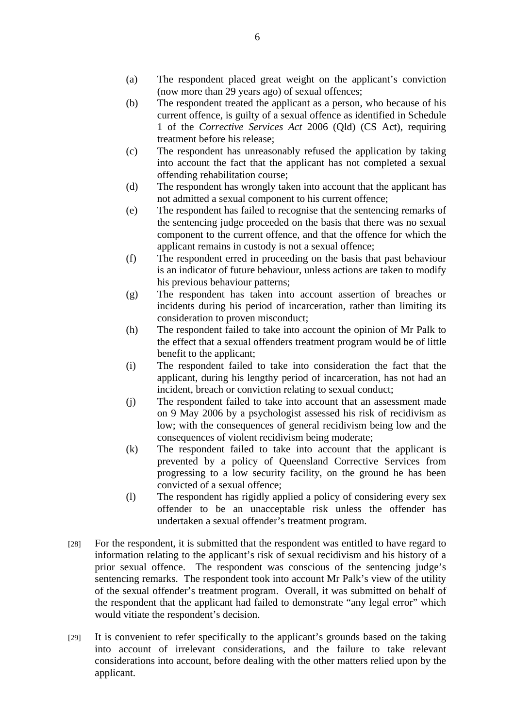(a) The respondent placed great weight on the applicant's conviction (now more than 29 years ago) of sexual offences;

(b) The respondent treated the applicant as a person, who because of his current offence, is guilty of a sexual offence as identified in Schedule 1 of the *Corrective Services Act* 2006 (Qld) (CS Act), requiring treatment before his release;

(c) The respondent has unreasonably refused the application by taking into account the fact that the applicant has not completed a sexual offending rehabilitation course;

(d) The respondent has wrongly taken into account that the applicant has not admitted a sexual component to his current offence;

(e) The respondent has failed to recognise that the sentencing remarks of the sentencing judge proceeded on the basis that there was no sexual component to the current offence, and that the offence for which the applicant remains in custody is not a sexual offence;

(f) The respondent erred in proceeding on the basis that past behaviour is an indicator of future behaviour, unless actions are taken to modify his previous behaviour patterns;

(g) The respondent has taken into account assertion of breaches or incidents during his period of incarceration, rather than limiting its consideration to proven misconduct;

(h) The respondent failed to take into account the opinion of Mr Palk to the effect that a sexual offenders treatment program would be of little benefit to the applicant;

(i) The respondent failed to take into consideration the fact that the applicant, during his lengthy period of incarceration, has not had an incident, breach or conviction relating to sexual conduct;

(j) The respondent failed to take into account that an assessment made on 9 May 2006 by a psychologist assessed his risk of recidivism as low; with the consequences of general recidivism being low and the consequences of violent recidivism being moderate;

(k) The respondent failed to take into account that the applicant is prevented by a policy of Queensland Corrective Services from progressing to a low security facility, on the ground he has been convicted of a sexual offence;

(l) The respondent has rigidly applied a policy of considering every sex offender to be an unacceptable risk unless the offender has undertaken a sexual offender's treatment program.

[28] For the respondent, it is submitted that the respondent was entitled to have regard to information relating to the applicant's risk of sexual recidivism and his history of a prior sexual offence. The respondent was conscious of the sentencing judge's sentencing remarks. The respondent took into account Mr Palk's view of the utility of the sexual offender's treatment program. Overall, it was submitted on behalf of the respondent that the applicant had failed to demonstrate "any legal error" which would vitiate the respondent's decision.

[29] It is convenient to refer specifically to the applicant's grounds based on the taking into account of irrelevant considerations, and the failure to take relevant considerations into account, before dealing with the other matters relied upon by the applicant.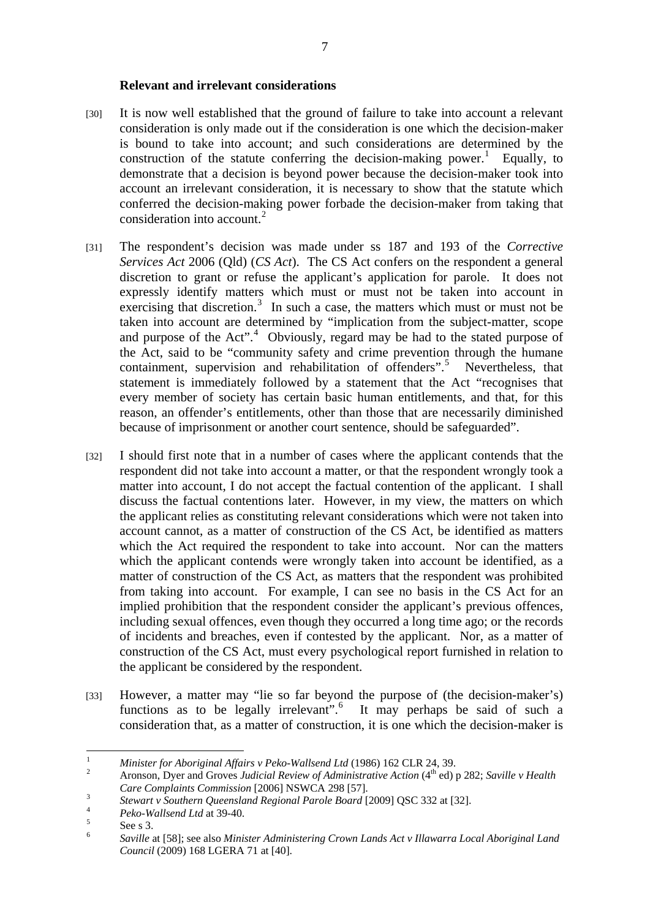**Relevant and irrelevant considerations**

[30] It is now well established that the ground of failure to take into account a relevant consideration is only made out if the consideration is one which the decision-maker is bound to take into account; and such considerations are determined by the construction of the statute conferring the decision-making power.[1] Equally, to demonstrate that a decision is beyond power because the decision-maker took into account an irrelevant consideration, it is necessary to show that the statute which conferred the decision-making power forbade the decision-maker from taking that consideration into account.[2]

[31] The respondent's decision was made under ss 187 and 193 of the *Corrective Services Act* 2006 (Qld) (*CS Act*). The CS Act confers on the respondent a general discretion to grant or refuse the applicant's application for parole. It does not expressly identify matters which must or must not be taken into account in exercising that discretion.[3] In such a case, the matters which must or must not be taken into account are determined by "implication from the subject-matter, scope and purpose of the Act".[4] Obviously, regard may be had to the stated purpose of the Act, said to be "community safety and crime prevention through the humane containment, supervision and rehabilitation of offenders".[5] Nevertheless, that statement is immediately followed by a statement that the Act "recognises that every member of society has certain basic human entitlements, and that, for this reason, an offender's entitlements, other than those that are necessarily diminished because of imprisonment or another court sentence, should be safeguarded".

[32] I should first note that in a number of cases where the applicant contends that the respondent did not take into account a matter, or that the respondent wrongly took a matter into account, I do not accept the factual contention of the applicant. I shall discuss the factual contentions later. However, in my view, the matters on which the applicant relies as constituting relevant considerations which were not taken into account cannot, as a matter of construction of the CS Act, be identified as matters which the Act required the respondent to take into account. Nor can the matters which the applicant contends were wrongly taken into account be identified, as a matter of construction of the CS Act, as matters that the respondent was prohibited from taking into account. For example, I can see no basis in the CS Act for an implied prohibition that the respondent consider the applicant's previous offences, including sexual offences, even though they occurred a long time ago; or the records of incidents and breaches, even if contested by the applicant. Nor, as a matter of construction of the CS Act, must every psychological report furnished in relation to the applicant be considered by the respondent.

[33] However, a matter may "lie so far beyond the purpose of (the decision-maker's) functions as to be legally irrelevant".[6] It may perhaps be said of such a consideration that, as a matter of construction, it is one which the decision-maker is

---

[1] *Minister for Aboriginal Affairs v Peko-Wallsend Ltd* (1986) 162 CLR 24, 39.

[2] Aronson, Dyer and Groves *Judicial Review of Administrative Action* (4th ed) p 282; *Saville v Health Care Complaints Commission* [2006] NSWCA 298 [57].

[3] *Stewart v Southern Queensland Regional Parole Board* [2009] QSC 332 at [32].

[4] *Peko-Wallsend Ltd* at 39-40.

[5] See s 3.

[6] *Saville* at [58]; see also *Minister Administering Crown Lands Act v Illawarra Local Aboriginal Land Council* (2009) 168 LGERA 71 at [40].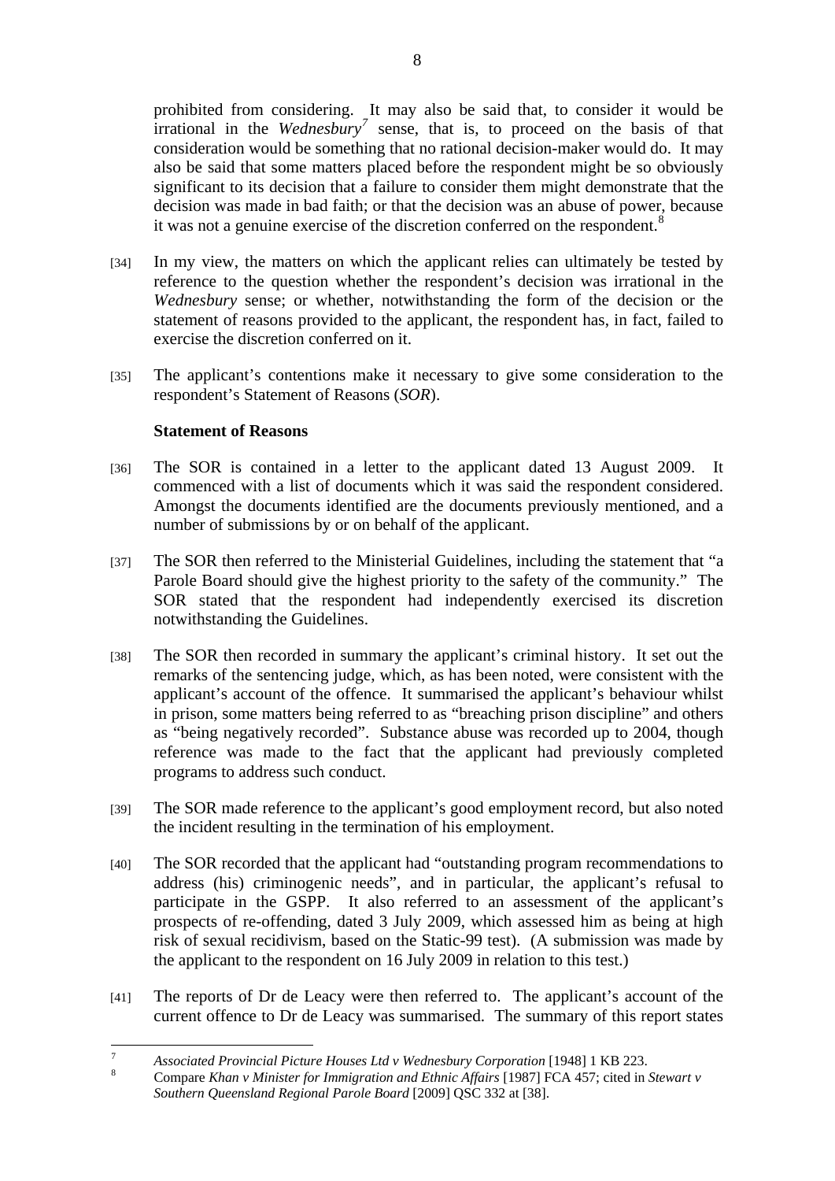prohibited from considering. It may also be said that, to consider it would be irrational in the *Wednesbury*[7] sense, that is, to proceed on the basis of that consideration would be something that no rational decision-maker would do. It may also be said that some matters placed before the respondent might be so obviously significant to its decision that a failure to consider them might demonstrate that the decision was made in bad faith; or that the decision was an abuse of power, because it was not a genuine exercise of the discretion conferred on the respondent.[8]

[34] In my view, the matters on which the applicant relies can ultimately be tested by reference to the question whether the respondent's decision was irrational in the *Wednesbury* sense; or whether, notwithstanding the form of the decision or the statement of reasons provided to the applicant, the respondent has, in fact, failed to exercise the discretion conferred on it.

[35] The applicant's contentions make it necessary to give some consideration to the respondent's Statement of Reasons (*SOR*).

**Statement of Reasons**

[36] The SOR is contained in a letter to the applicant dated 13 August 2009. It commenced with a list of documents which it was said the respondent considered. Amongst the documents identified are the documents previously mentioned, and a number of submissions by or on behalf of the applicant.

[37] The SOR then referred to the Ministerial Guidelines, including the statement that "a Parole Board should give the highest priority to the safety of the community." The SOR stated that the respondent had independently exercised its discretion notwithstanding the Guidelines.

[38] The SOR then recorded in summary the applicant's criminal history. It set out the remarks of the sentencing judge, which, as has been noted, were consistent with the applicant's account of the offence. It summarised the applicant's behaviour whilst in prison, some matters being referred to as "breaching prison discipline" and others as "being negatively recorded". Substance abuse was recorded up to 2004, though reference was made to the fact that the applicant had previously completed programs to address such conduct.

[39] The SOR made reference to the applicant's good employment record, but also noted the incident resulting in the termination of his employment.

[40] The SOR recorded that the applicant had "outstanding program recommendations to address (his) criminogenic needs", and in particular, the applicant's refusal to participate in the GSPP. It also referred to an assessment of the applicant's prospects of re-offending, dated 3 July 2009, which assessed him as being at high risk of sexual recidivism, based on the Static-99 test). (A submission was made by the applicant to the respondent on 16 July 2009 in relation to this test.)

[41] The reports of Dr de Leacy were then referred to. The applicant's account of the current offence to Dr de Leacy was summarised. The summary of this report states

---

[7] *Associated Provincial Picture Houses Ltd v Wednesbury Corporation* [1948] 1 KB 223.

[8] Compare *Khan v Minister for Immigration and Ethnic Affairs* [1987] FCA 457; cited in *Stewart v Southern Queensland Regional Parole Board* [2009] QSC 332 at [38].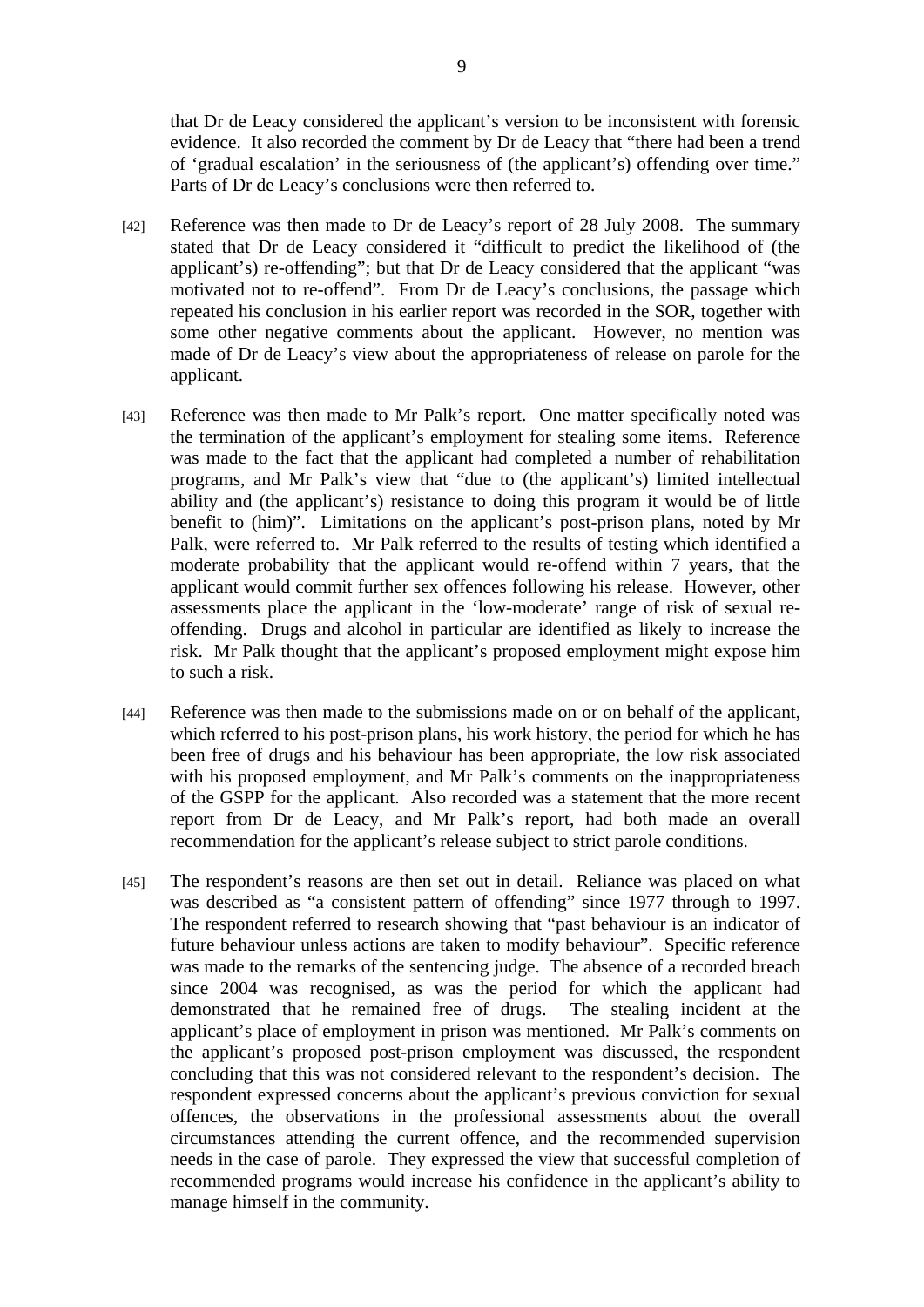that Dr de Leacy considered the applicant's version to be inconsistent with forensic evidence. It also recorded the comment by Dr de Leacy that "there had been a trend of 'gradual escalation' in the seriousness of (the applicant's) offending over time." Parts of Dr de Leacy's conclusions were then referred to.

[42] Reference was then made to Dr de Leacy's report of 28 July 2008. The summary stated that Dr de Leacy considered it "difficult to predict the likelihood of (the applicant's) re-offending"; but that Dr de Leacy considered that the applicant "was motivated not to re-offend". From Dr de Leacy's conclusions, the passage which repeated his conclusion in his earlier report was recorded in the SOR, together with some other negative comments about the applicant. However, no mention was made of Dr de Leacy's view about the appropriateness of release on parole for the applicant.

[43] Reference was then made to Mr Palk's report. One matter specifically noted was the termination of the applicant's employment for stealing some items. Reference was made to the fact that the applicant had completed a number of rehabilitation programs, and Mr Palk's view that "due to (the applicant's) limited intellectual ability and (the applicant's) resistance to doing this program it would be of little benefit to (him)". Limitations on the applicant's post-prison plans, noted by Mr Palk, were referred to. Mr Palk referred to the results of testing which identified a moderate probability that the applicant would re-offend within 7 years, that the applicant would commit further sex offences following his release. However, other assessments place the applicant in the 'low-moderate' range of risk of sexual re-offending. Drugs and alcohol in particular are identified as likely to increase the risk. Mr Palk thought that the applicant's proposed employment might expose him to such a risk.

[44] Reference was then made to the submissions made on or on behalf of the applicant, which referred to his post-prison plans, his work history, the period for which he has been free of drugs and his behaviour has been appropriate, the low risk associated with his proposed employment, and Mr Palk's comments on the inappropriateness of the GSPP for the applicant. Also recorded was a statement that the more recent report from Dr de Leacy, and Mr Palk's report, had both made an overall recommendation for the applicant's release subject to strict parole conditions.

[45] The respondent's reasons are then set out in detail. Reliance was placed on what was described as "a consistent pattern of offending" since 1977 through to 1997. The respondent referred to research showing that "past behaviour is an indicator of future behaviour unless actions are taken to modify behaviour". Specific reference was made to the remarks of the sentencing judge. The absence of a recorded breach since 2004 was recognised, as was the period for which the applicant had demonstrated that he remained free of drugs. The stealing incident at the applicant's place of employment in prison was mentioned. Mr Palk's comments on the applicant's proposed post-prison employment was discussed, the respondent concluding that this was not considered relevant to the respondent's decision. The respondent expressed concerns about the applicant's previous conviction for sexual offences, the observations in the professional assessments about the overall circumstances attending the current offence, and the recommended supervision needs in the case of parole. They expressed the view that successful completion of recommended programs would increase his confidence in the applicant's ability to manage himself in the community.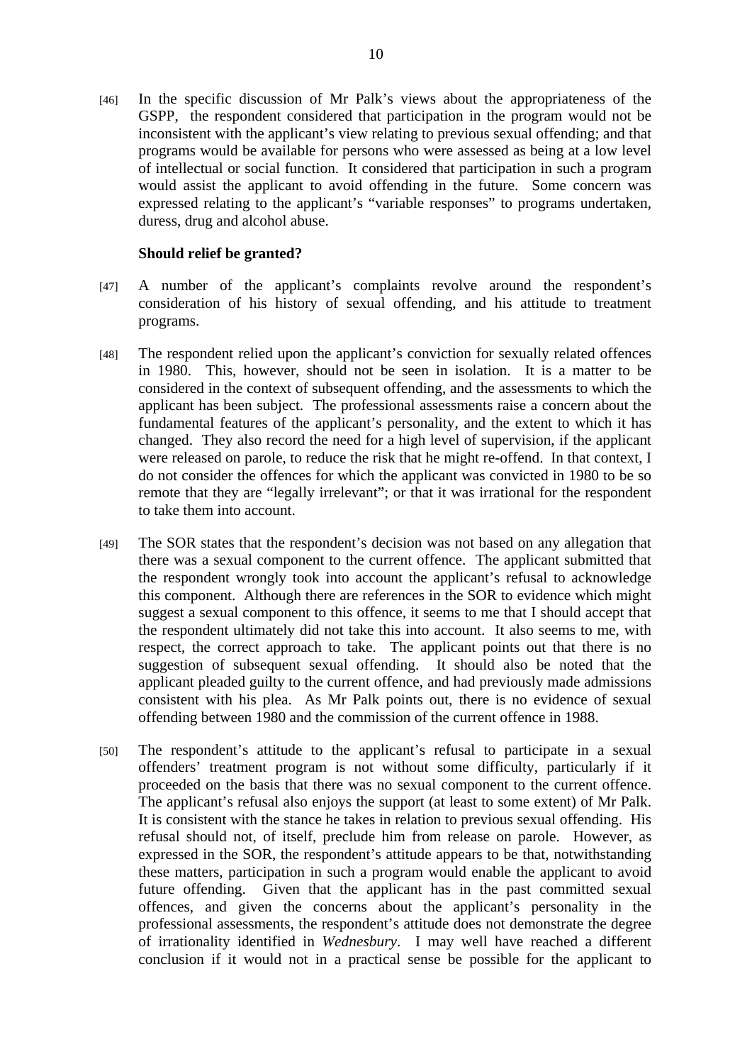[46] In the specific discussion of Mr Palk's views about the appropriateness of the GSPP, the respondent considered that participation in the program would not be inconsistent with the applicant's view relating to previous sexual offending; and that programs would be available for persons who were assessed as being at a low level of intellectual or social function. It considered that participation in such a program would assist the applicant to avoid offending in the future. Some concern was expressed relating to the applicant's "variable responses" to programs undertaken, duress, drug and alcohol abuse.

### Should relief be granted?

[47] A number of the applicant's complaints revolve around the respondent's consideration of his history of sexual offending, and his attitude to treatment programs.

[48] The respondent relied upon the applicant's conviction for sexually related offences in 1980. This, however, should not be seen in isolation. It is a matter to be considered in the context of subsequent offending, and the assessments to which the applicant has been subject. The professional assessments raise a concern about the fundamental features of the applicant's personality, and the extent to which it has changed. They also record the need for a high level of supervision, if the applicant were released on parole, to reduce the risk that he might re-offend. In that context, I do not consider the offences for which the applicant was convicted in 1980 to be so remote that they are "legally irrelevant"; or that it was irrational for the respondent to take them into account.

[49] The SOR states that the respondent's decision was not based on any allegation that there was a sexual component to the current offence. The applicant submitted that the respondent wrongly took into account the applicant's refusal to acknowledge this component. Although there are references in the SOR to evidence which might suggest a sexual component to this offence, it seems to me that I should accept that the respondent ultimately did not take this into account. It also seems to me, with respect, the correct approach to take. The applicant points out that there is no suggestion of subsequent sexual offending. It should also be noted that the applicant pleaded guilty to the current offence, and had previously made admissions consistent with his plea. As Mr Palk points out, there is no evidence of sexual offending between 1980 and the commission of the current offence in 1988.

[50] The respondent's attitude to the applicant's refusal to participate in a sexual offenders' treatment program is not without some difficulty, particularly if it proceeded on the basis that there was no sexual component to the current offence. The applicant's refusal also enjoys the support (at least to some extent) of Mr Palk. It is consistent with the stance he takes in relation to previous sexual offending. His refusal should not, of itself, preclude him from release on parole. However, as expressed in the SOR, the respondent's attitude appears to be that, notwithstanding these matters, participation in such a program would enable the applicant to avoid future offending. Given that the applicant has in the past committed sexual offences, and given the concerns about the applicant's personality in the professional assessments, the respondent's attitude does not demonstrate the degree of irrationality identified in *Wednesbury*. I may well have reached a different conclusion if it would not in a practical sense be possible for the applicant to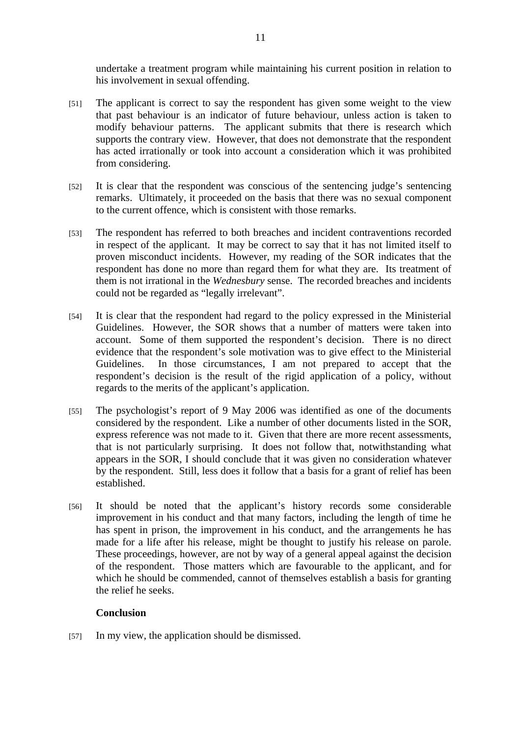undertake a treatment program while maintaining his current position in relation to his involvement in sexual offending.

[51] The applicant is correct to say the respondent has given some weight to the view that past behaviour is an indicator of future behaviour, unless action is taken to modify behaviour patterns. The applicant submits that there is research which supports the contrary view. However, that does not demonstrate that the respondent has acted irrationally or took into account a consideration which it was prohibited from considering.

[52] It is clear that the respondent was conscious of the sentencing judge's sentencing remarks. Ultimately, it proceeded on the basis that there was no sexual component to the current offence, which is consistent with those remarks.

[53] The respondent has referred to both breaches and incident contraventions recorded in respect of the applicant. It may be correct to say that it has not limited itself to proven misconduct incidents. However, my reading of the SOR indicates that the respondent has done no more than regard them for what they are. Its treatment of them is not irrational in the *Wednesbury* sense. The recorded breaches and incidents could not be regarded as "legally irrelevant".

[54] It is clear that the respondent had regard to the policy expressed in the Ministerial Guidelines. However, the SOR shows that a number of matters were taken into account. Some of them supported the respondent's decision. There is no direct evidence that the respondent's sole motivation was to give effect to the Ministerial Guidelines. In those circumstances, I am not prepared to accept that the respondent's decision is the result of the rigid application of a policy, without regards to the merits of the applicant's application.

[55] The psychologist's report of 9 May 2006 was identified as one of the documents considered by the respondent. Like a number of other documents listed in the SOR, express reference was not made to it. Given that there are more recent assessments, that is not particularly surprising. It does not follow that, notwithstanding what appears in the SOR, I should conclude that it was given no consideration whatever by the respondent. Still, less does it follow that a basis for a grant of relief has been established.

[56] It should be noted that the applicant's history records some considerable improvement in his conduct and that many factors, including the length of time he has spent in prison, the improvement in his conduct, and the arrangements he has made for a life after his release, might be thought to justify his release on parole. These proceedings, however, are not by way of a general appeal against the decision of the respondent. Those matters which are favourable to the applicant, and for which he should be commended, cannot of themselves establish a basis for granting the relief he seeks.

**Conclusion**

[57] In my view, the application should be dismissed.